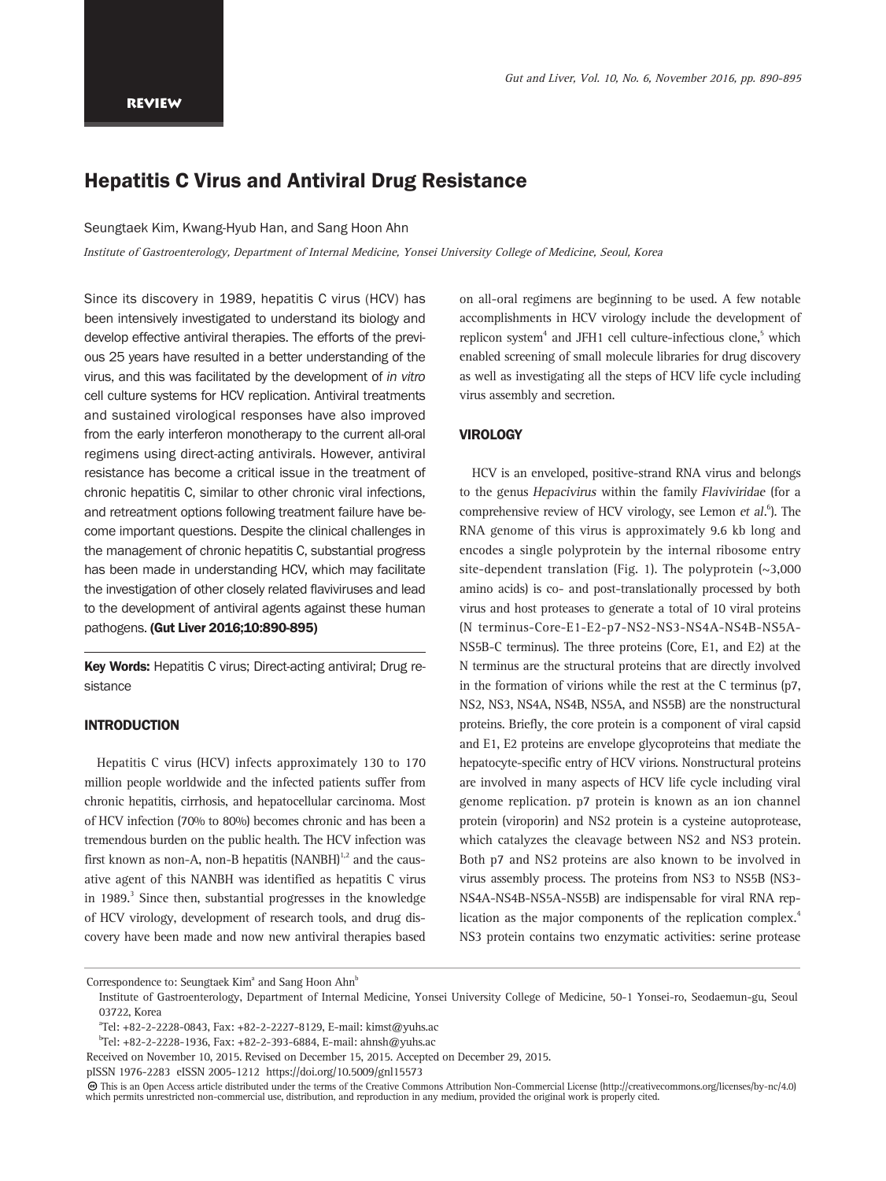REVIEW

# Hepatitis C Virus and Antiviral Drug Resistance

Seungtaek Kim, Kwang-Hyub Han, and Sang Hoon Ahn

*Institute of Gastroenterology, Department of Internal Medicine, Yonsei University College of Medicine, Seoul, Korea*

Since its discovery in 1989, hepatitis C virus (HCV) has been intensively investigated to understand its biology and develop effective antiviral therapies. The efforts of the previous 25 years have resulted in a better understanding of the virus, and this was facilitated by the development of *in vitro* cell culture systems for HCV replication. Antiviral treatments and sustained virological responses have also improved from the early interferon monotherapy to the current all-oral regimens using direct-acting antivirals. However, antiviral resistance has become a critical issue in the treatment of chronic hepatitis C, similar to other chronic viral infections, and retreatment options following treatment failure have become important questions. Despite the clinical challenges in the management of chronic hepatitis C, substantial progress has been made in understanding HCV, which may facilitate the investigation of other closely related flaviviruses and lead to the development of antiviral agents against these human pathogens. **(Gut Liver 2016;10:890-895)**

**Key Words:** Hepatitis C virus; Direct-acting antiviral; Drug resistance

## INTRODUCTION

Hepatitis C virus (HCV) infects approximately 130 to 170 million people worldwide and the infected patients suffer from chronic hepatitis, cirrhosis, and hepatocellular carcinoma. Most of HCV infection (70% to 80%) becomes chronic and has been a tremendous burden on the public health. The HCV infection was first known as non-A, non-B hepatitis (NANBH)[1,2] and the causative agent of this NANBH was identified as hepatitis C virus in 1989.[3] Since then, substantial progresses in the knowledge of HCV virology, development of research tools, and drug discovery have been made and now new antiviral therapies based on all-oral regimens are beginning to be used. A few notable accomplishments in HCV virology include the development of replicon system[4] and JFH1 cell culture-infectious clone,[5] which enabled screening of small molecule libraries for drug discovery as well as investigating all the steps of HCV life cycle including virus assembly and secretion.

## VIROLOGY

HCV is an enveloped, positive-strand RNA virus and belongs to the genus *Hepacivirus* within the family *Flaviviridae* (for a comprehensive review of HCV virology, see Lemon *et al.*[6]). The RNA genome of this virus is approximately 9.6 kb long and encodes a single polyprotein by the internal ribosome entry site-dependent translation (Fig. 1). The polyprotein (~3,000 amino acids) is co- and post-translationally processed by both virus and host proteases to generate a total of 10 viral proteins (N terminus-Core-E1-E2-p7-NS2-NS3-NS4A-NS4B-NS5A-NS5B-C terminus). The three proteins (Core, E1, and E2) at the N terminus are the structural proteins that are directly involved in the formation of virions while the rest at the C terminus (p7, NS2, NS3, NS4A, NS4B, NS5A, and NS5B) are the nonstructural proteins. Briefly, the core protein is a component of viral capsid and E1, E2 proteins are envelope glycoproteins that mediate the hepatocyte-specific entry of HCV virions. Nonstructural proteins are involved in many aspects of HCV life cycle including viral genome replication. p7 protein is known as an ion channel protein (viroporin) and NS2 protein is a cysteine autoprotease, which catalyzes the cleavage between NS2 and NS3 protein. Both p7 and NS2 proteins are also known to be involved in virus assembly process. The proteins from NS3 to NS5B (NS3-NS4A-NS4B-NS5A-NS5B) are indispensable for viral RNA replication as the major components of the replication complex.[4] NS3 protein contains two enzymatic activities: serine protease

---

Correspondence to: Seungtaek Kim[a] and Sang Hoon Ahn[b]
Institute of Gastroenterology, Department of Internal Medicine, Yonsei University College of Medicine, 50-1 Yonsei-ro, Seodaemun-gu, Seoul 03722, Korea
[a]Tel: +82-2-2228-0843, Fax: +82-2-2227-8129, E-mail: kimst@yuhs.ac
[b]Tel: +82-2-2228-1936, Fax: +82-2-393-6884, E-mail: ahnsh@yuhs.ac
Received on November 10, 2015. Revised on December 15, 2015. Accepted on December 29, 2015.
pISSN 1976-2283 eISSN 2005-1212 https://doi.org/10.5009/gnl15573
This is an Open Access article distributed under the terms of the Creative Commons Attribution Non-Commercial License (http://creativecommons.org/licenses/by-nc/4.0) which permits unrestricted non-commercial use, distribution, and reproduction in any medium, provided the original work is properly cited.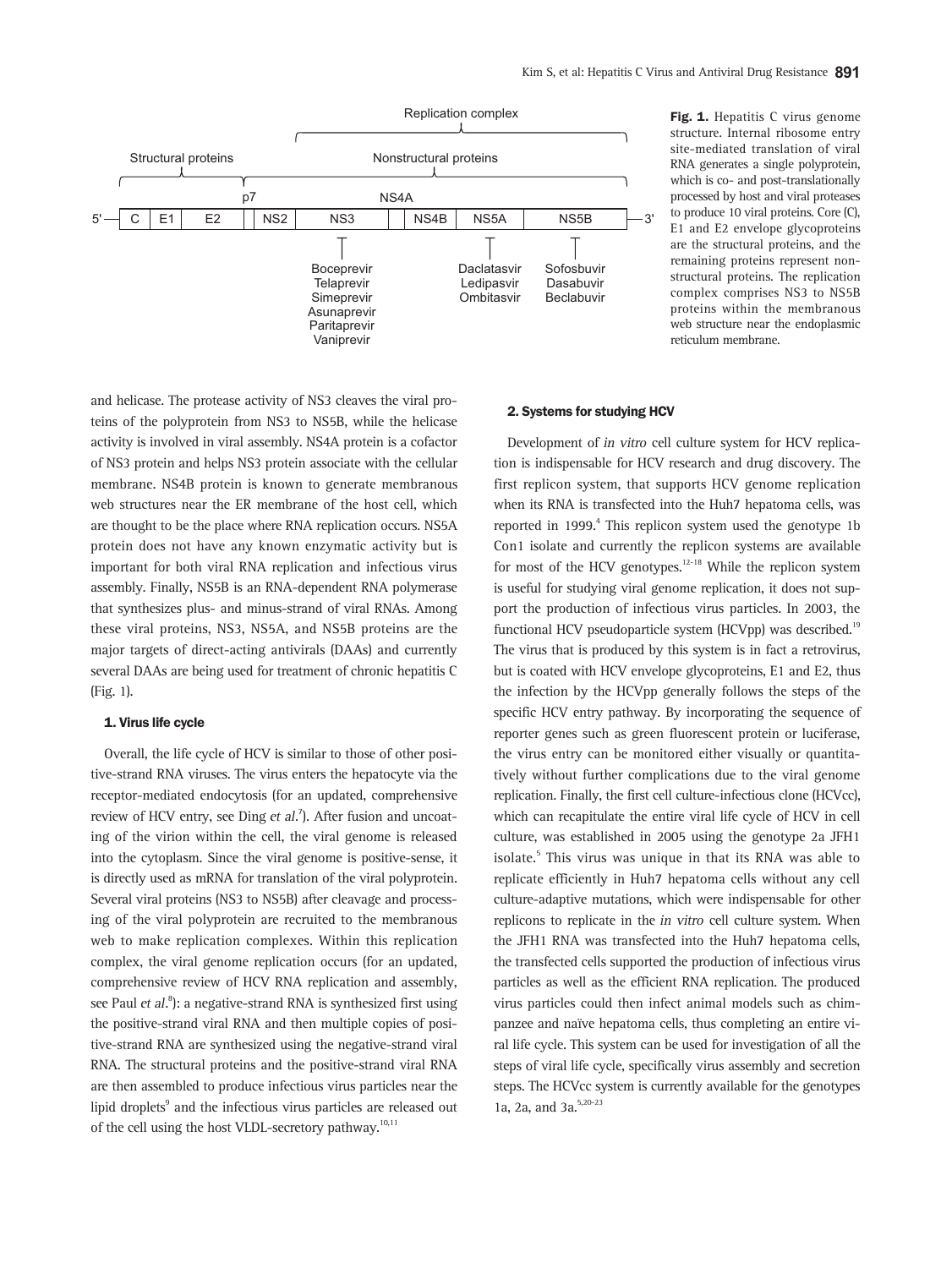Fig. 1. Hepatitis C virus genome structure. Internal ribosome entry site-mediated translation of viral RNA generates a single polyprotein, which is co- and post-translationally processed by host and viral proteases to produce 10 viral proteins. Core (C), E1 and E2 envelope glycoproteins are the structural proteins, and the remaining proteins represent nonstructural proteins. The replication complex comprises NS3 to NS5B proteins within the membranous web structure near the endoplasmic reticulum membrane.

and helicase. The protease activity of NS3 cleaves the viral proteins of the polyprotein from NS3 to NS5B, while the helicase activity is involved in viral assembly. NS4A protein is a cofactor of NS3 protein and helps NS3 protein associate with the cellular membrane. NS4B protein is known to generate membranous web structures near the ER membrane of the host cell, which are thought to be the place where RNA replication occurs. NS5A protein does not have any known enzymatic activity but is important for both viral RNA replication and infectious virus assembly. Finally, NS5B is an RNA-dependent RNA polymerase that synthesizes plus- and minus-strand of viral RNAs. Among these viral proteins, NS3, NS5A, and NS5B proteins are the major targets of direct-acting antivirals (DAAs) and currently several DAAs are being used for treatment of chronic hepatitis C (Fig. 1).

### 1. Virus life cycle

Overall, the life cycle of HCV is similar to those of other positive-strand RNA viruses. The virus enters the hepatocyte via the receptor-mediated endocytosis (for an updated, comprehensive review of HCV entry, see Ding *et al*.[7]). After fusion and uncoating of the virion within the cell, the viral genome is released into the cytoplasm. Since the viral genome is positive-sense, it is directly used as mRNA for translation of the viral polyprotein. Several viral proteins (NS3 to NS5B) after cleavage and processing of the viral polyprotein are recruited to the membranous web to make replication complexes. Within this replication complex, the viral genome replication occurs (for an updated, comprehensive review of HCV RNA replication and assembly, see Paul *et al*.[8]): a negative-strand RNA is synthesized first using the positive-strand viral RNA and then multiple copies of positive-strand RNA are synthesized using the negative-strand viral RNA. The structural proteins and the positive-strand viral RNA are then assembled to produce infectious virus particles near the lipid droplets[9] and the infectious virus particles are released out of the cell using the host VLDL-secretory pathway.[10,11]

### 2. Systems for studying HCV

Development of *in vitro* cell culture system for HCV replication is indispensable for HCV research and drug discovery. The first replicon system, that supports HCV genome replication when its RNA is transfected into the Huh7 hepatoma cells, was reported in 1999.[4] This replicon system used the genotype 1b Con1 isolate and currently the replicon systems are available for most of the HCV genotypes.[12-18] While the replicon system is useful for studying viral genome replication, it does not support the production of infectious virus particles. In 2003, the functional HCV pseudoparticle system (HCVpp) was described.[19] The virus that is produced by this system is in fact a retrovirus, but is coated with HCV envelope glycoproteins, E1 and E2, thus the infection by the HCVpp generally follows the steps of the specific HCV entry pathway. By incorporating the sequence of reporter genes such as green fluorescent protein or luciferase, the virus entry can be monitored either visually or quantitatively without further complications due to the viral genome replication. Finally, the first cell culture-infectious clone (HCVcc), which can recapitulate the entire viral life cycle of HCV in cell culture, was established in 2005 using the genotype 2a JFH1 isolate.[5] This virus was unique in that its RNA was able to replicate efficiently in Huh7 hepatoma cells without any cell culture-adaptive mutations, which were indispensable for other replicons to replicate in the *in vitro* cell culture system. When the JFH1 RNA was transfected into the Huh7 hepatoma cells, the transfected cells supported the production of infectious virus particles as well as the efficient RNA replication. The produced virus particles could then infect animal models such as chimpanzee and naïve hepatoma cells, thus completing an entire viral life cycle. This system can be used for investigation of all the steps of viral life cycle, specifically virus assembly and secretion steps. The HCVcc system is currently available for the genotypes 1a, 2a, and 3a.[5,20-23]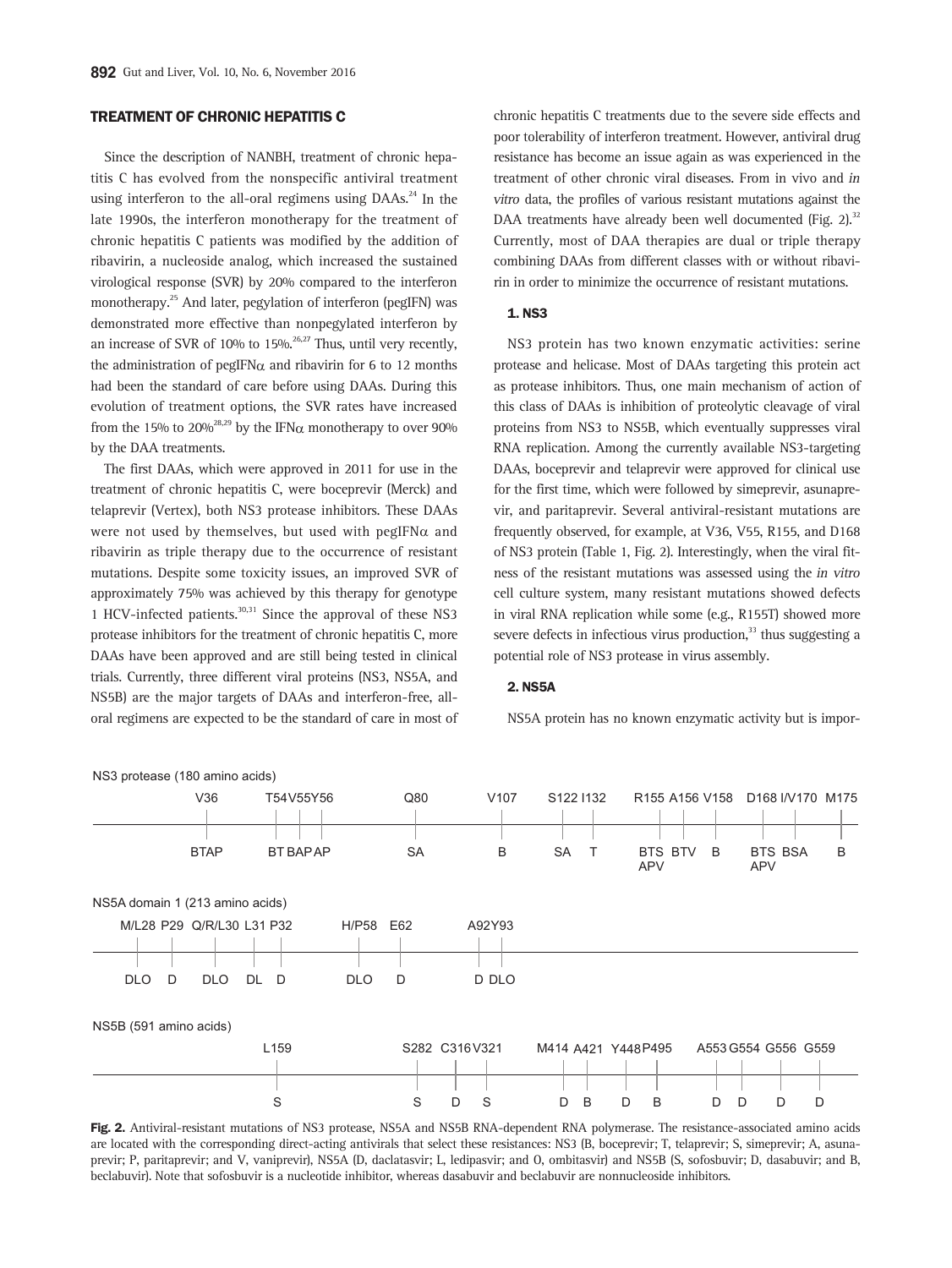## TREATMENT OF CHRONIC HEPATITIS C

Since the description of NANBH, treatment of chronic hepatitis C has evolved from the nonspecific antiviral treatment using interferon to the all-oral regimens using DAAs.[24] In the late 1990s, the interferon monotherapy for the treatment of chronic hepatitis C patients was modified by the addition of ribavirin, a nucleoside analog, which increased the sustained virological response (SVR) by 20% compared to the interferon monotherapy.[25] And later, pegylation of interferon (pegIFN) was demonstrated more effective than nonpegylated interferon by an increase of SVR of 10% to 15%.[26,27] Thus, until very recently, the administration of pegIFN$\alpha$ and ribavirin for 6 to 12 months had been the standard of care before using DAAs. During this evolution of treatment options, the SVR rates have increased from the 15% to 20%[28,29] by the IFN$\alpha$ monotherapy to over 90% by the DAA treatments.

The first DAAs, which were approved in 2011 for use in the treatment of chronic hepatitis C, were boceprevir (Merck) and telaprevir (Vertex), both NS3 protease inhibitors. These DAAs were not used by themselves, but used with pegIFN$\alpha$ and ribavirin as triple therapy due to the occurrence of resistant mutations. Despite some toxicity issues, an improved SVR of approximately 75% was achieved by this therapy for genotype 1 HCV-infected patients.[30,31] Since the approval of these NS3 protease inhibitors for the treatment of chronic hepatitis C, more DAAs have been approved and are still being tested in clinical trials. Currently, three different viral proteins (NS3, NS5A, and NS5B) are the major targets of DAAs and interferon-free, all-oral regimens are expected to be the standard of care in most of chronic hepatitis C treatments due to the severe side effects and poor tolerability of interferon treatment. However, antiviral drug resistance has become an issue again as was experienced in the treatment of other chronic viral diseases. From in vivo and *in vitro* data, the profiles of various resistant mutations against the DAA treatments have already been well documented (Fig. 2).[32] Currently, most of DAA therapies are dual or triple therapy combining DAAs from different classes with or without ribavirin in order to minimize the occurrence of resistant mutations.

### 1. NS3

NS3 protein has two known enzymatic activities: serine protease and helicase. Most of DAAs targeting this protein act as protease inhibitors. Thus, one main mechanism of action of this class of DAAs is inhibition of proteolytic cleavage of viral proteins from NS3 to NS5B, which eventually suppresses viral RNA replication. Among the currently available NS3-targeting DAAs, boceprevir and telaprevir were approved for clinical use for the first time, which were followed by simeprevir, asunaprevir, and paritaprevir. Several antiviral-resistant mutations are frequently observed, for example, at V36, V55, R155, and D168 of NS3 protein (Table 1, Fig. 2). Interestingly, when the viral fitness of the resistant mutations was assessed using the *in vitro* cell culture system, many resistant mutations showed defects in viral RNA replication while some (e.g., R155T) showed more severe defects in infectious virus production,[33] thus suggesting a potential role of NS3 protease in virus assembly.

### 2. NS5A

NS5A protein has no known enzymatic activity but is impor-

**Fig. 2.** Antiviral-resistant mutations of NS3 protease, NS5A and NS5B RNA-dependent RNA polymerase. The resistance-associated amino acids are located with the corresponding direct-acting antivirals that select these resistances: NS3 (B, boceprevir; T, telaprevir; S, simeprevir; A, asunaprevir; P, paritaprevir; and V, vaniprevir), NS5A (D, daclatasvir; L, ledipasvir; and O, ombitasvir) and NS5B (S, sofosbuvir; D, dasabuvir; and B, beclabuvir). Note that sofosbuvir is a nucleotide inhibitor, whereas dasabuvir and beclabuvir are nonnucleoside inhibitors.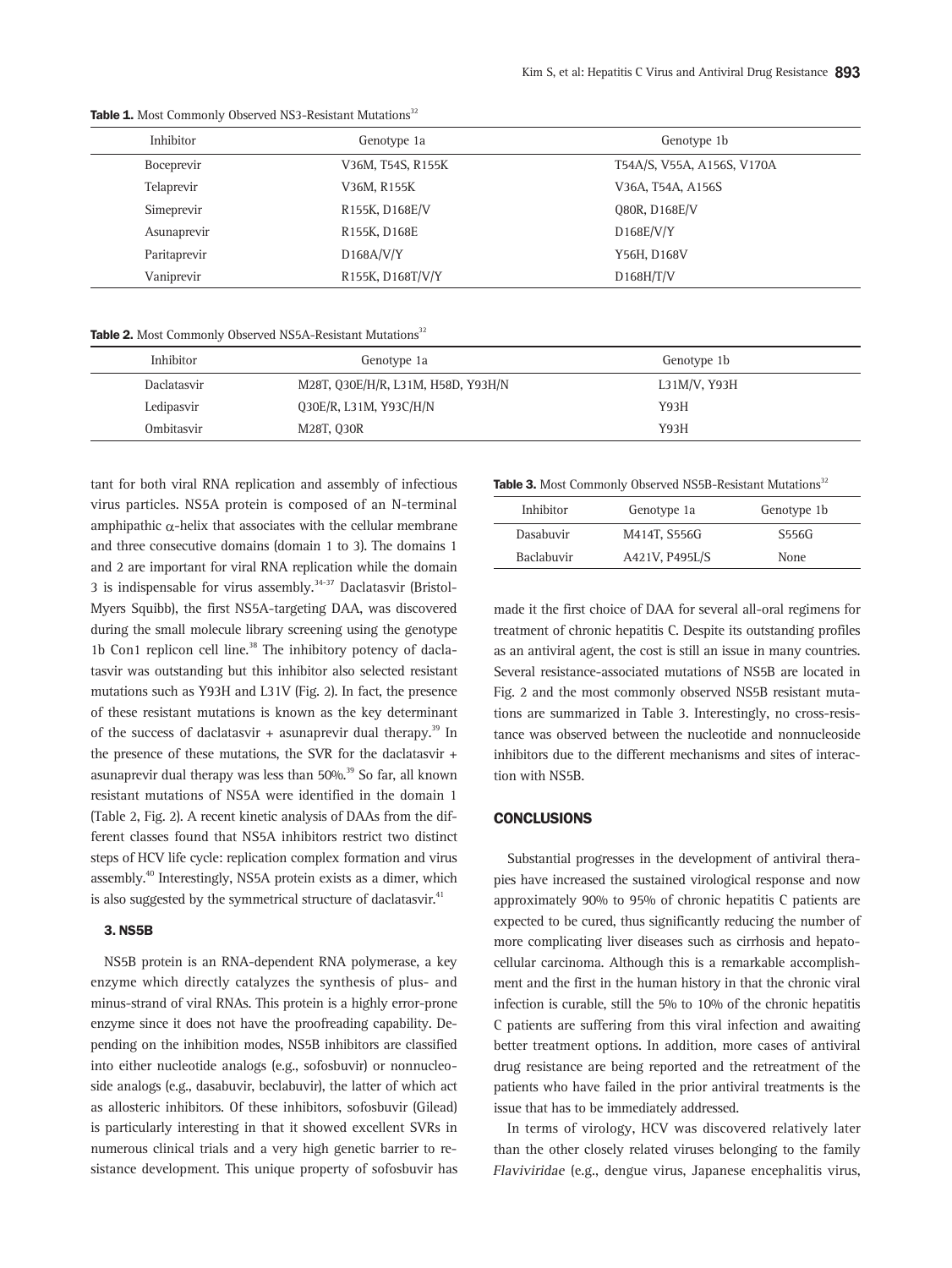**Table 1.** Most Commonly Observed NS3-Resistant Mutations[32]

| Inhibitor | Genotype 1a | Genotype 1b |
|---|---|---|
| Boceprevir | V36M, T54S, R155K | T54A/S, V55A, A156S, V170A |
| Telaprevir | V36M, R155K | V36A, T54A, A156S |
| Simeprevir | R155K, D168E/V | Q80R, D168E/V |
| Asunaprevir | R155K, D168E | D168E/V/Y |
| Paritaprevir | D168A/V/Y | Y56H, D168V |
| Vaniprevir | R155K, D168T/V/Y | D168H/T/V |

**Table 2.** Most Commonly Observed NS5A-Resistant Mutations[32]

| Inhibitor | Genotype 1a | Genotype 1b |
|---|---|---|
| Daclatasvir | M28T, Q30E/H/R, L31M, H58D, Y93H/N | L31M/V, Y93H |
| Ledipasvir | Q30E/R, L31M, Y93C/H/N | Y93H |
| Ombitasvir | M28T, Q30R | Y93H |

tant for both viral RNA replication and assembly of infectious virus particles. NS5A protein is composed of an N-terminal amphipathic $\alpha$-helix that associates with the cellular membrane and three consecutive domains (domain 1 to 3). The domains 1 and 2 are important for viral RNA replication while the domain 3 is indispensable for virus assembly.[34-37] Daclatasvir (Bristol-Myers Squibb), the first NS5A-targeting DAA, was discovered during the small molecule library screening using the genotype 1b Con1 replicon cell line.[38] The inhibitory potency of daclatasvir was outstanding but this inhibitor also selected resistant mutations such as Y93H and L31V (Fig. 2). In fact, the presence of these resistant mutations is known as the key determinant of the success of daclatasvir + asunaprevir dual therapy.[39] In the presence of these mutations, the SVR for the daclatasvir + asunaprevir dual therapy was less than 50%.[39] So far, all known resistant mutations of NS5A were identified in the domain 1 (Table 2, Fig. 2). A recent kinetic analysis of DAAs from the different classes found that NS5A inhibitors restrict two distinct steps of HCV life cycle: replication complex formation and virus assembly.[40] Interestingly, NS5A protein exists as a dimer, which is also suggested by the symmetrical structure of daclatasvir.[41]

### 3. NS5B

NS5B protein is an RNA-dependent RNA polymerase, a key enzyme which directly catalyzes the synthesis of plus- and minus-strand of viral RNAs. This protein is a highly error-prone enzyme since it does not have the proofreading capability. Depending on the inhibition modes, NS5B inhibitors are classified into either nucleotide analogs (e.g., sofosbuvir) or nonnucleoside analogs (e.g., dasabuvir, beclabuvir), the latter of which act as allosteric inhibitors. Of these inhibitors, sofosbuvir (Gilead) is particularly interesting in that it showed excellent SVRs in numerous clinical trials and a very high genetic barrier to resistance development. This unique property of sofosbuvir has made it the first choice of DAA for several all-oral regimens for treatment of chronic hepatitis C. Despite its outstanding profiles as an antiviral agent, the cost is still an issue in many countries. Several resistance-associated mutations of NS5B are located in Fig. 2 and the most commonly observed NS5B resistant mutations are summarized in Table 3. Interestingly, no cross-resistance was observed between the nucleotide and nonnucleoside inhibitors due to the different mechanisms and sites of interaction with NS5B.

**Table 3.** Most Commonly Observed NS5B-Resistant Mutations[32]

| Inhibitor | Genotype 1a | Genotype 1b |
|---|---|---|
| Dasabuvir | M414T, S556G | S556G |
| Baclabuvir | A421V, P495L/S | None |

## CONCLUSIONS

Substantial progresses in the development of antiviral therapies have increased the sustained virological response and now approximately 90% to 95% of chronic hepatitis C patients are expected to be cured, thus significantly reducing the number of more complicating liver diseases such as cirrhosis and hepatocellular carcinoma. Although this is a remarkable accomplishment and the first in the human history in that the chronic viral infection is curable, still the 5% to 10% of the chronic hepatitis C patients are suffering from this viral infection and awaiting better treatment options. In addition, more cases of antiviral drug resistance are being reported and the retreatment of the patients who have failed in the prior antiviral treatments is the issue that has to be immediately addressed.

In terms of virology, HCV was discovered relatively later than the other closely related viruses belonging to the family *Flaviviridae* (e.g., dengue virus, Japanese encephalitis virus,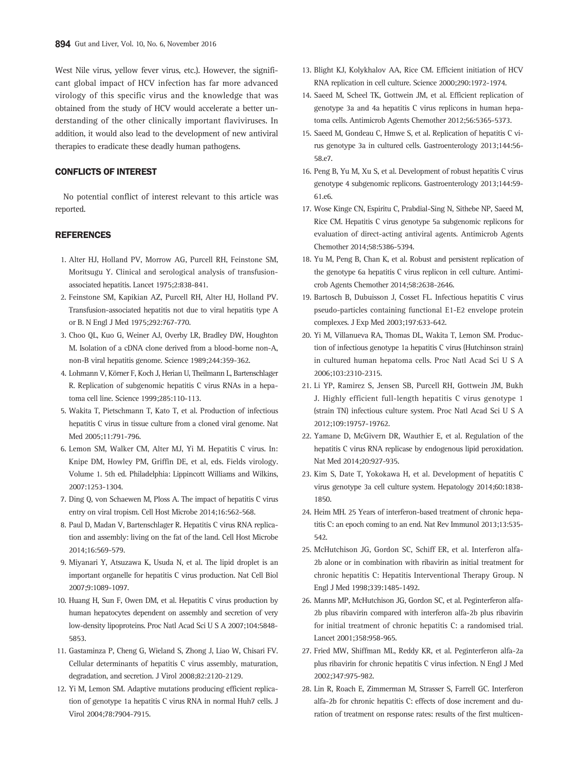West Nile virus, yellow fever virus, etc.). However, the significant global impact of HCV infection has far more advanced virology of this specific virus and the knowledge that was obtained from the study of HCV would accelerate a better understanding of the other clinically important flaviviruses. In addition, it would also lead to the development of new antiviral therapies to eradicate these deadly human pathogens.

## CONFLICTS OF INTEREST

No potential conflict of interest relevant to this article was reported.

## REFERENCES

1. Alter HJ, Holland PV, Morrow AG, Purcell RH, Feinstone SM, Moritsugu Y. Clinical and serological analysis of transfusion-associated hepatitis. Lancet 1975;2:838-841.
2. Feinstone SM, Kapikian AZ, Purcell RH, Alter HJ, Holland PV. Transfusion-associated hepatitis not due to viral hepatitis type A or B. N Engl J Med 1975;292:767-770.
3. Choo QL, Kuo G, Weiner AJ, Overby LR, Bradley DW, Houghton M. Isolation of a cDNA clone derived from a blood-borne non-A, non-B viral hepatitis genome. Science 1989;244:359-362.
4. Lohmann V, Körner F, Koch J, Herian U, Theilmann L, Bartenschlager R. Replication of subgenomic hepatitis C virus RNAs in a hepatoma cell line. Science 1999;285:110-113.
5. Wakita T, Pietschmann T, Kato T, et al. Production of infectious hepatitis C virus in tissue culture from a cloned viral genome. Nat Med 2005;11:791-796.
6. Lemon SM, Walker CM, Alter MJ, Yi M. Hepatitis C virus. In: Knipe DM, Howley PM, Griffin DE, et al, eds. Fields virology. Volume 1. 5th ed. Philadelphia: Lippincott Williams and Wilkins, 2007:1253-1304.
7. Ding Q, von Schaewen M, Ploss A. The impact of hepatitis C virus entry on viral tropism. Cell Host Microbe 2014;16:562-568.
8. Paul D, Madan V, Bartenschlager R. Hepatitis C virus RNA replication and assembly: living on the fat of the land. Cell Host Microbe 2014;16:569-579.
9. Miyanari Y, Atsuzawa K, Usuda N, et al. The lipid droplet is an important organelle for hepatitis C virus production. Nat Cell Biol 2007;9:1089-1097.
10. Huang H, Sun F, Owen DM, et al. Hepatitis C virus production by human hepatocytes dependent on assembly and secretion of very low-density lipoproteins. Proc Natl Acad Sci U S A 2007;104:5848-5853.
11. Gastaminza P, Cheng G, Wieland S, Zhong J, Liao W, Chisari FV. Cellular determinants of hepatitis C virus assembly, maturation, degradation, and secretion. J Virol 2008;82:2120-2129.
12. Yi M, Lemon SM. Adaptive mutations producing efficient replication of genotype 1a hepatitis C virus RNA in normal Huh7 cells. J Virol 2004;78:7904-7915.
13. Blight KJ, Kolykhalov AA, Rice CM. Efficient initiation of HCV RNA replication in cell culture. Science 2000;290:1972-1974.
14. Saeed M, Scheel TK, Gottwein JM, et al. Efficient replication of genotype 3a and 4a hepatitis C virus replicons in human hepatoma cells. Antimicrob Agents Chemother 2012;56:5365-5373.
15. Saeed M, Gondeau C, Hmwe S, et al. Replication of hepatitis C virus genotype 3a in cultured cells. Gastroenterology 2013;144:56-58.e7.
16. Peng B, Yu M, Xu S, et al. Development of robust hepatitis C virus genotype 4 subgenomic replicons. Gastroenterology 2013;144:59-61.e6.
17. Wose Kinge CN, Espiritu C, Prabdial-Sing N, Sithebe NP, Saeed M, Rice CM. Hepatitis C virus genotype 5a subgenomic replicons for evaluation of direct-acting antiviral agents. Antimicrob Agents Chemother 2014;58:5386-5394.
18. Yu M, Peng B, Chan K, et al. Robust and persistent replication of the genotype 6a hepatitis C virus replicon in cell culture. Antimicrob Agents Chemother 2014;58:2638-2646.
19. Bartosch B, Dubuisson J, Cosset FL. Infectious hepatitis C virus pseudo-particles containing functional E1-E2 envelope protein complexes. J Exp Med 2003;197:633-642.
20. Yi M, Villanueva RA, Thomas DL, Wakita T, Lemon SM. Production of infectious genotype 1a hepatitis C virus (Hutchinson strain) in cultured human hepatoma cells. Proc Natl Acad Sci U S A 2006;103:2310-2315.
21. Li YP, Ramirez S, Jensen SB, Purcell RH, Gottwein JM, Bukh J. Highly efficient full-length hepatitis C virus genotype 1 (strain TN) infectious culture system. Proc Natl Acad Sci U S A 2012;109:19757-19762.
22. Yamane D, McGivern DR, Wauthier E, et al. Regulation of the hepatitis C virus RNA replicase by endogenous lipid peroxidation. Nat Med 2014;20:927-935.
23. Kim S, Date T, Yokokawa H, et al. Development of hepatitis C virus genotype 3a cell culture system. Hepatology 2014;60:1838-1850.
24. Heim MH. 25 Years of interferon-based treatment of chronic hepatitis C: an epoch coming to an end. Nat Rev Immunol 2013;13:535-542.
25. McHutchison JG, Gordon SC, Schiff ER, et al. Interferon alfa-2b alone or in combination with ribavirin as initial treatment for chronic hepatitis C: Hepatitis Interventional Therapy Group. N Engl J Med 1998;339:1485-1492.
26. Manns MP, McHutchison JG, Gordon SC, et al. Peginterferon alfa-2b plus ribavirin compared with interferon alfa-2b plus ribavirin for initial treatment of chronic hepatitis C: a randomised trial. Lancet 2001;358:958-965.
27. Fried MW, Shiffman ML, Reddy KR, et al. Peginterferon alfa-2a plus ribavirin for chronic hepatitis C virus infection. N Engl J Med 2002;347:975-982.
28. Lin R, Roach E, Zimmerman M, Strasser S, Farrell GC. Interferon alfa-2b for chronic hepatitis C: effects of dose increment and duration of treatment on response rates: results of the first multicen-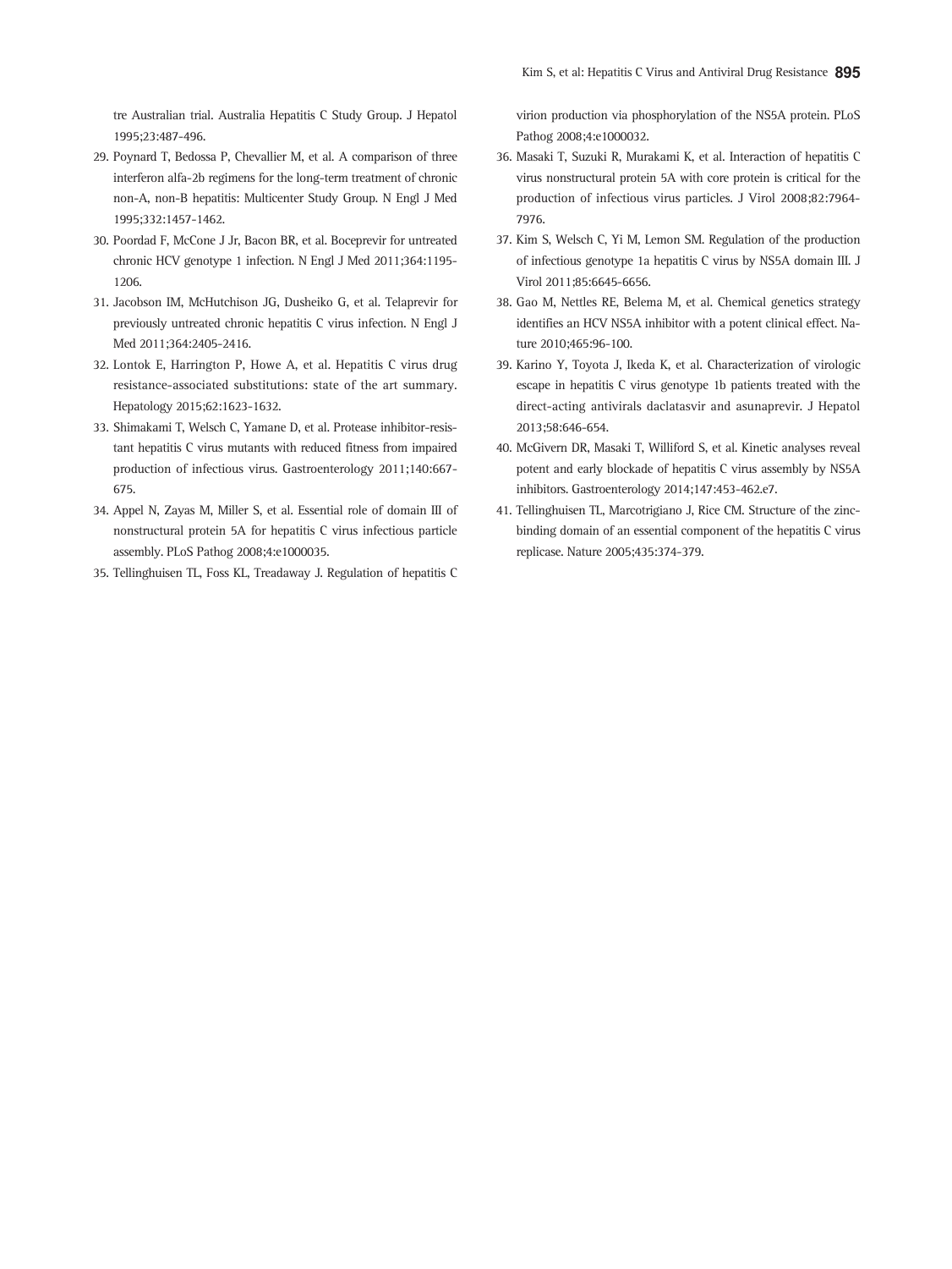tre Australian trial. Australia Hepatitis C Study Group. J Hepatol 1995;23:487-496.

29. Poynard T, Bedossa P, Chevallier M, et al. A comparison of three interferon alfa-2b regimens for the long-term treatment of chronic non-A, non-B hepatitis: Multicenter Study Group. N Engl J Med 1995;332:1457-1462.
30. Poordad F, McCone J Jr, Bacon BR, et al. Boceprevir for untreated chronic HCV genotype 1 infection. N Engl J Med 2011;364:1195-1206.
31. Jacobson IM, McHutchison JG, Dusheiko G, et al. Telaprevir for previously untreated chronic hepatitis C virus infection. N Engl J Med 2011;364:2405-2416.
32. Lontok E, Harrington P, Howe A, et al. Hepatitis C virus drug resistance-associated substitutions: state of the art summary. Hepatology 2015;62:1623-1632.
33. Shimakami T, Welsch C, Yamane D, et al. Protease inhibitor-resistant hepatitis C virus mutants with reduced fitness from impaired production of infectious virus. Gastroenterology 2011;140:667-675.
34. Appel N, Zayas M, Miller S, et al. Essential role of domain III of nonstructural protein 5A for hepatitis C virus infectious particle assembly. PLoS Pathog 2008;4:e1000035.
35. Tellinghuisen TL, Foss KL, Treadaway J. Regulation of hepatitis C virion production via phosphorylation of the NS5A protein. PLoS Pathog 2008;4:e1000032.
36. Masaki T, Suzuki R, Murakami K, et al. Interaction of hepatitis C virus nonstructural protein 5A with core protein is critical for the production of infectious virus particles. J Virol 2008;82:7964-7976.
37. Kim S, Welsch C, Yi M, Lemon SM. Regulation of the production of infectious genotype 1a hepatitis C virus by NS5A domain III. J Virol 2011;85:6645-6656.
38. Gao M, Nettles RE, Belema M, et al. Chemical genetics strategy identifies an HCV NS5A inhibitor with a potent clinical effect. Nature 2010;465:96-100.
39. Karino Y, Toyota J, Ikeda K, et al. Characterization of virologic escape in hepatitis C virus genotype 1b patients treated with the direct-acting antivirals daclatasvir and asunaprevir. J Hepatol 2013;58:646-654.
40. McGivern DR, Masaki T, Williford S, et al. Kinetic analyses reveal potent and early blockade of hepatitis C virus assembly by NS5A inhibitors. Gastroenterology 2014;147:453-462.e7.
41. Tellinghuisen TL, Marcotrigiano J, Rice CM. Structure of the zinc-binding domain of an essential component of the hepatitis C virus replicase. Nature 2005;435:374-379.